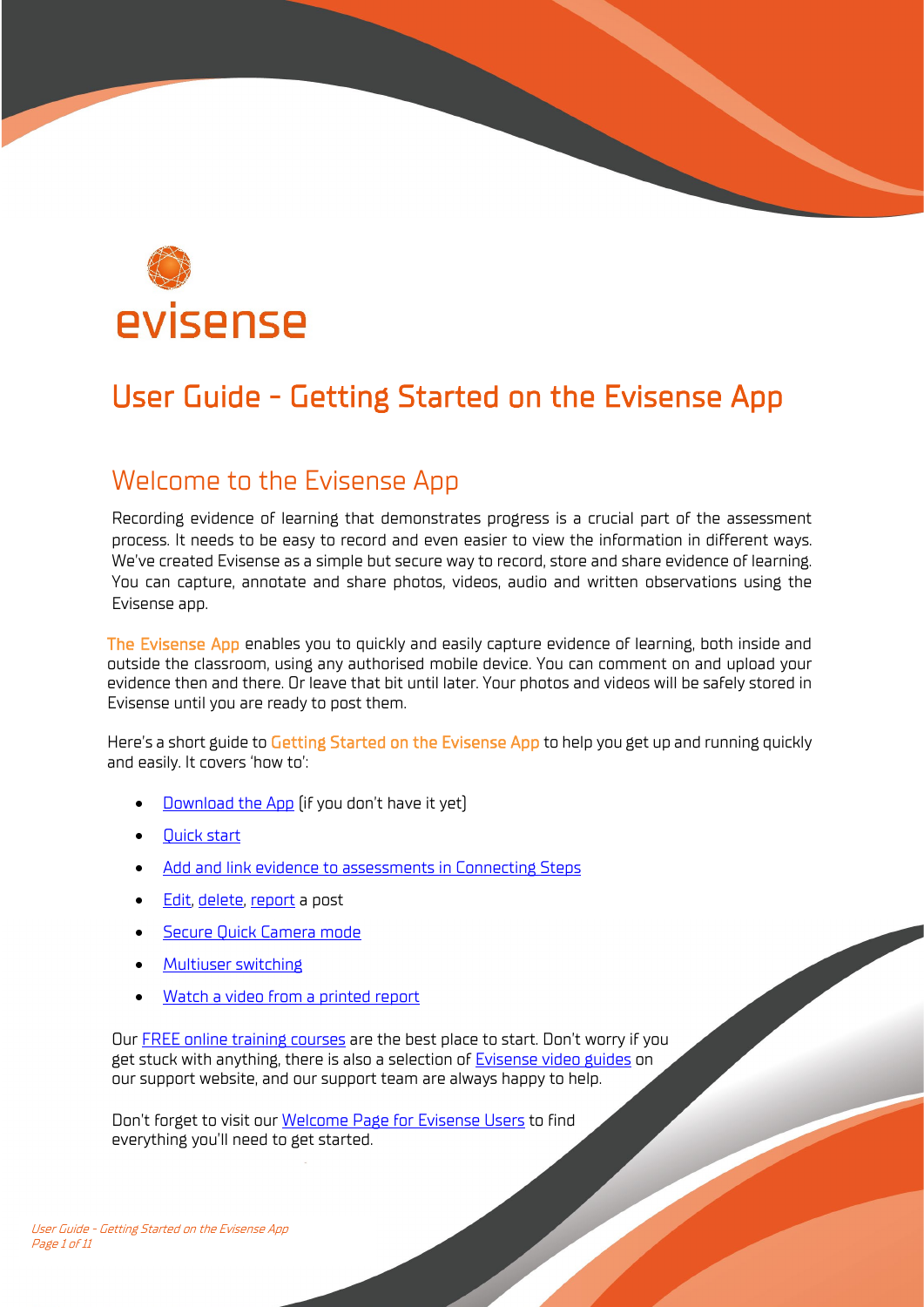evisense

# User Guide - Getting Started on the Evisense App

## Welcome to the Evisense App

Recording evidence of learning that demonstrates progress is a crucial part of the assessment process. It needs to be easy to record and even easier to view the information in different ways. We've created Evisense as a simple but secure way to record, store and share evidence of learning. You can capture, annotate and share photos, videos, audio and written observations using the Evisense app.

The Evisense App enables you to quickly and easily capture evidence of learning, both inside and outside the classroom, using any authorised mobile device. You can comment on and upload your evidence then and there. Or leave that bit until later. Your photos and videos will be safely stored in Evisense until you are ready to post them.

Here's a short guide to Getting Started on the Evisense App to help you get up and running quickly and easily. It covers 'how to':

- Download the App (if you don't have it yet)
- Quick start
- Add and link evidence to assessments in Connecting Steps
- Edit, delete, report a post
- Secure Quick Camera mode
- Multiuser switching
- Watch a video from a printed report

Our FREE online training courses are the best place to start. Don't worry if you get stuck with anything, there is also a selection of Evisense video guides on our support website, and our support team are always happy to help.

Don't forget to visit our Welcome Page for Evisense Users to find everything you'll need to get started.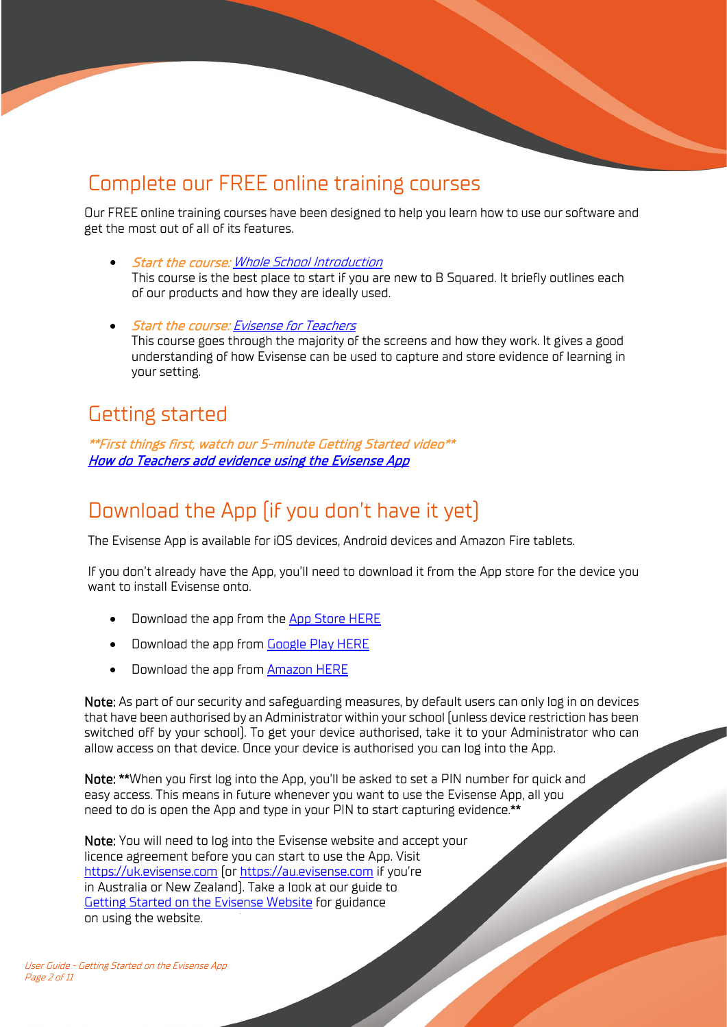## Complete our FREE online training courses

Our FREE online training courses have been designed to help you learn how to use our software and get the most out of all of its features.

- *Start the course: Whole School Introduction*
  This course is the best place to start if you are new to B Squared. It briefly outlines each of our products and how they are ideally used.

- *Start the course: Evisense for Teachers*
  This course goes through the majority of the screens and how they work. It gives a good understanding of how Evisense can be used to capture and store evidence of learning in your setting.

## Getting started

*\*\*First things first, watch our 5-minute Getting Started video\*\**
*How do Teachers add evidence using the Evisense App*

## Download the App (if you don't have it yet)

The Evisense App is available for iOS devices, Android devices and Amazon Fire tablets.

If you don't already have the App, you'll need to download it from the App store for the device you want to install Evisense onto.

- Download the app from the App Store HERE
- Download the app from Google Play HERE
- Download the app from Amazon HERE

**Note:** As part of our security and safeguarding measures, by default users can only log in on devices that have been authorised by an Administrator within your school (unless device restriction has been switched off by your school). To get your device authorised, take it to your Administrator who can allow access on that device. Once your device is authorised you can log into the App.

**Note:** \*\*When you first log into the App, you'll be asked to set a PIN number for quick and easy access. This means in future whenever you want to use the Evisense App, all you need to do is open the App and type in your PIN to start capturing evidence.\*\*

**Note:** You will need to log into the Evisense website and accept your licence agreement before you can start to use the App. Visit https://uk.evisense.com (or https://au.evisense.com if you're in Australia or New Zealand). Take a look at our guide to Getting Started on the Evisense Website for guidance on using the website.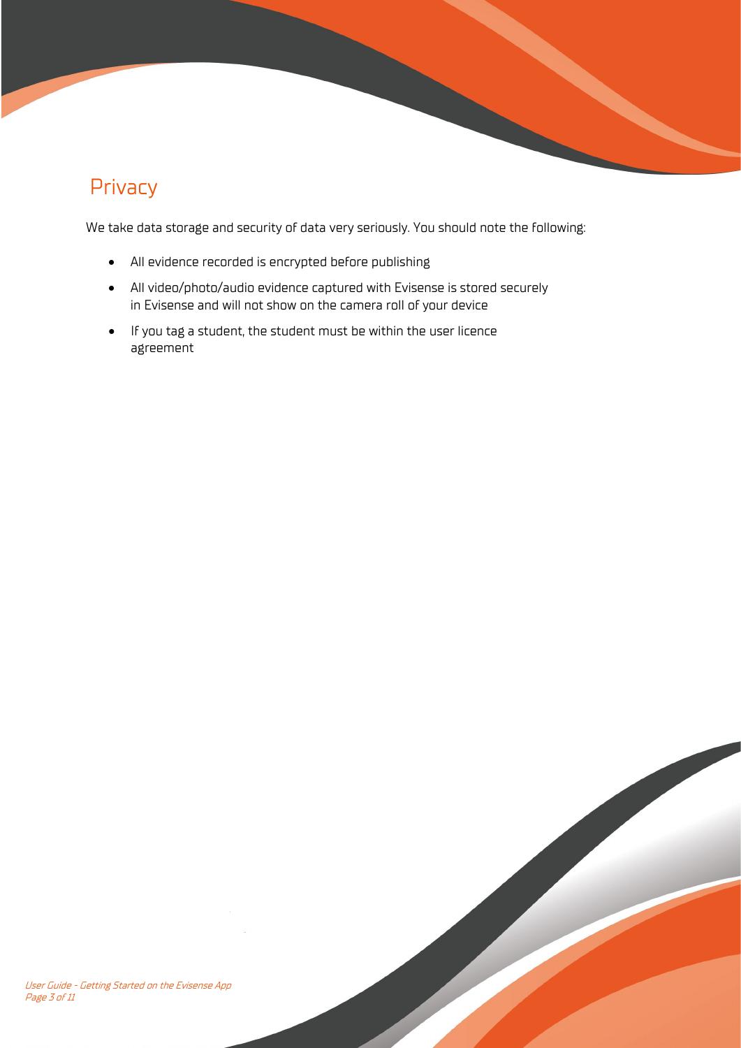## Privacy

We take data storage and security of data very seriously. You should note the following:

- All evidence recorded is encrypted before publishing
- All video/photo/audio evidence captured with Evisense is stored securely in Evisense and will not show on the camera roll of your device
- If you tag a student, the student must be within the user licence agreement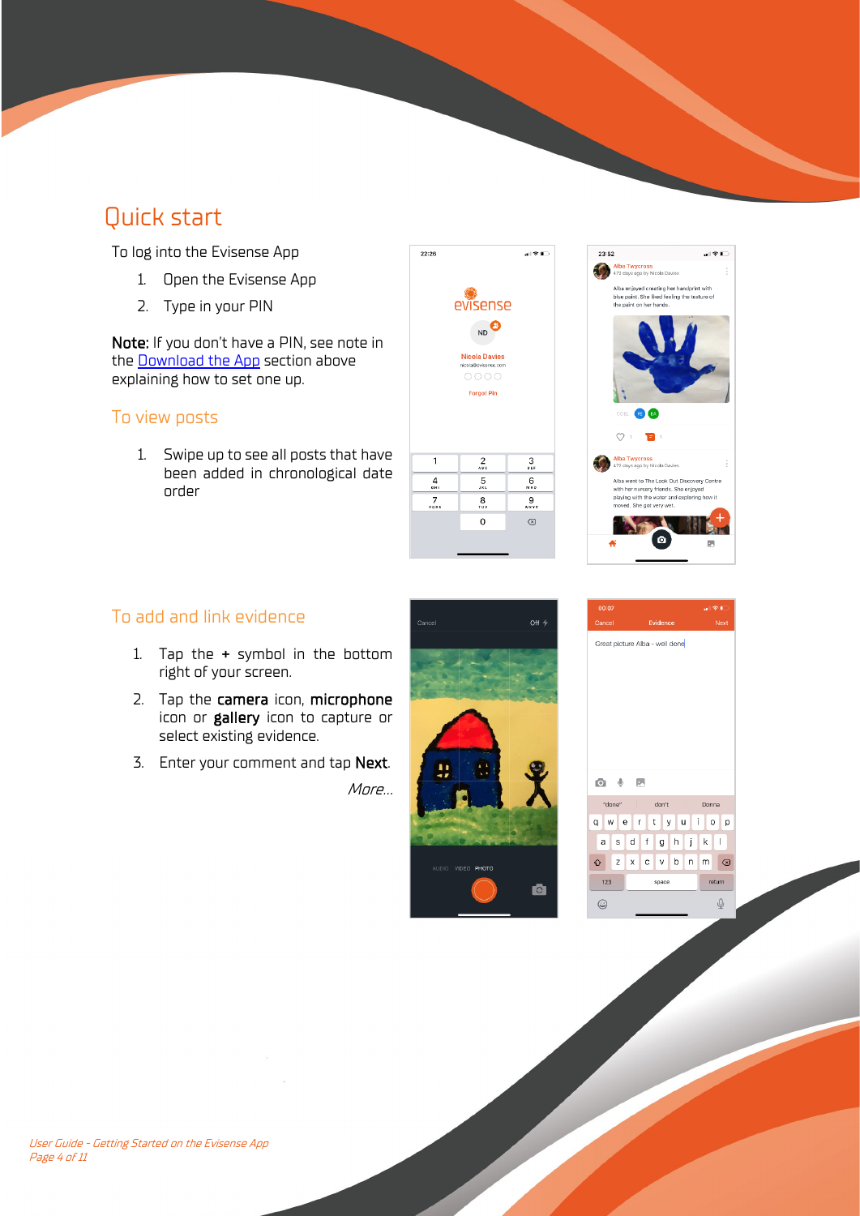# Quick start

To log into the Evisense App

1. Open the Evisense App
2. Type in your PIN

**Note:** If you don't have a PIN, see note in the Download the App section above explaining how to set one up.

## To view posts

1. Swipe up to see all posts that have been added in chronological date order

## To add and link evidence

1. Tap the **+** symbol in the bottom right of your screen.
2. Tap the **camera** icon, **microphone** icon or **gallery** icon to capture or select existing evidence.
3. Enter your comment and tap **Next**.

*More…*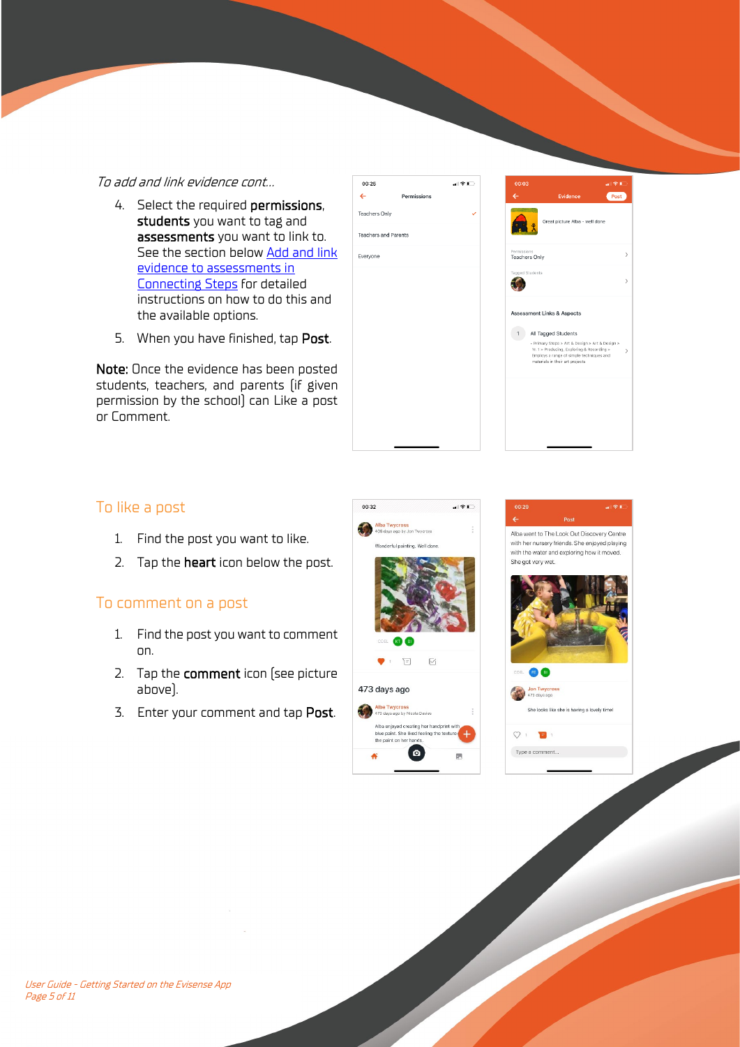*To add and link evidence cont...*

4. Select the required **permissions**, **students** you want to tag and **assessments** you want to link to. See the section below Add and link evidence to assessments in Connecting Steps for detailed instructions on how to do this and the available options.
5. When you have finished, tap **Post**.

**Note:** Once the evidence has been posted students, teachers, and parents (if given permission by the school) can Like a post or Comment.

## To like a post

1. Find the post you want to like.
2. Tap the **heart** icon below the post.

## To comment on a post

1. Find the post you want to comment on.
2. Tap the **comment** icon (see picture above).
3. Enter your comment and tap **Post**.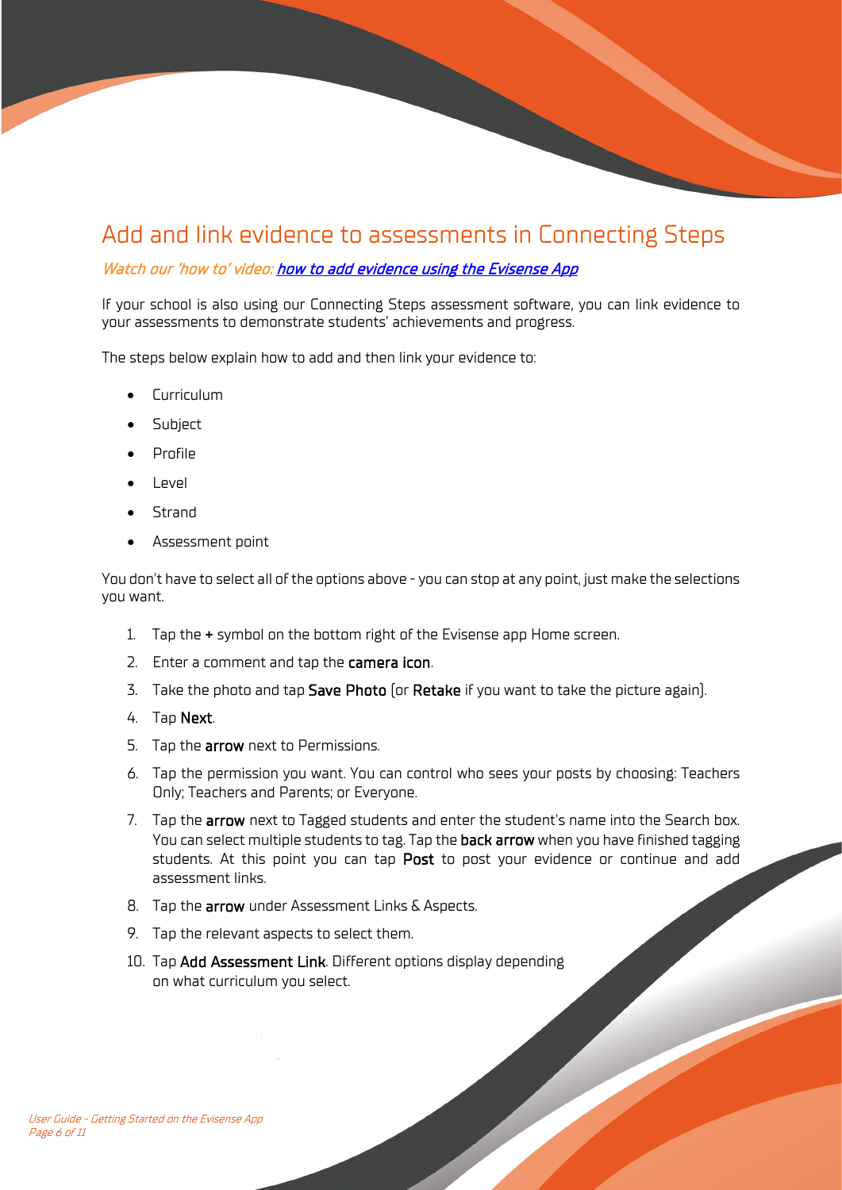# Add and link evidence to assessments in Connecting Steps

*Watch our 'how to' video: [how to add evidence using the Evisense App]*

If your school is also using our Connecting Steps assessment software, you can link evidence to your assessments to demonstrate students' achievements and progress.

The steps below explain how to add and then link your evidence to:

- Curriculum
- Subject
- Profile
- Level
- Strand
- Assessment point

You don't have to select all of the options above – you can stop at any point, just make the selections you want.

1. Tap the **+** symbol on the bottom right of the Evisense app Home screen.
2. Enter a comment and tap the **camera icon**.
3. Take the photo and tap **Save Photo** (or **Retake** if you want to take the picture again).
4. Tap **Next**.
5. Tap the **arrow** next to Permissions.
6. Tap the permission you want. You can control who sees your posts by choosing: Teachers Only; Teachers and Parents; or Everyone.
7. Tap the **arrow** next to Tagged students and enter the student's name into the Search box. You can select multiple students to tag. Tap the **back arrow** when you have finished tagging students. At this point you can tap **Post** to post your evidence or continue and add assessment links.
8. Tap the **arrow** under Assessment Links & Aspects.
9. Tap the relevant aspects to select them.
10. Tap **Add Assessment Link**. Different options display depending on what curriculum you select.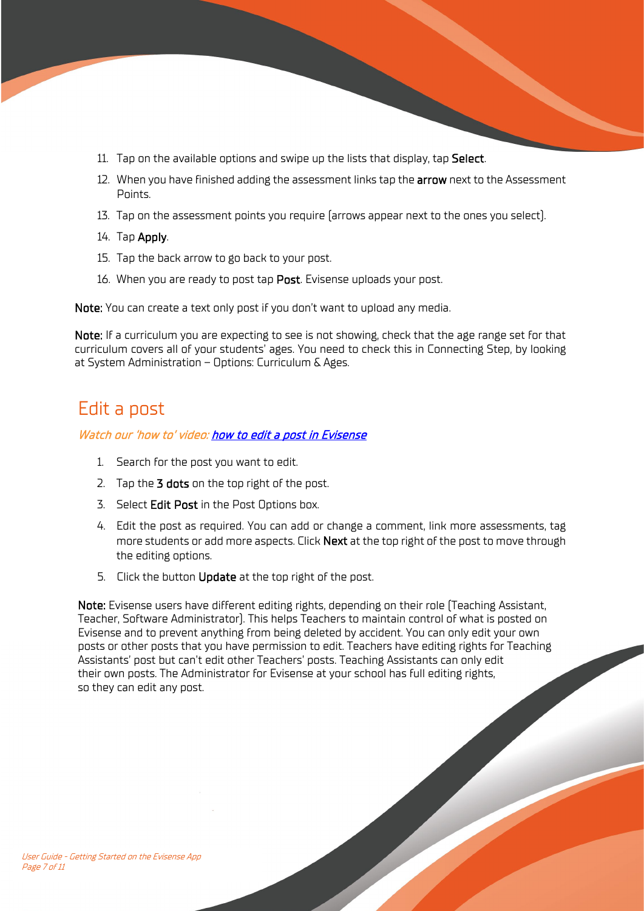11. Tap on the available options and swipe up the lists that display, tap **Select**.
12. When you have finished adding the assessment links tap the **arrow** next to the Assessment Points.
13. Tap on the assessment points you require (arrows appear next to the ones you select).
14. Tap **Apply**.
15. Tap the back arrow to go back to your post.
16. When you are ready to post tap **Post**. Evisense uploads your post.

**Note:** You can create a text only post if you don't want to upload any media.

**Note:** If a curriculum you are expecting to see is not showing, check that the age range set for that curriculum covers all of your students' ages. You need to check this in Connecting Step, by looking at System Administration – Options: Curriculum & Ages.

# Edit a post

*Watch our 'how to' video: [how to edit a post in Evisense]()*

1. Search for the post you want to edit.
2. Tap the **3 dots** on the top right of the post.
3. Select **Edit Post** in the Post Options box.
4. Edit the post as required. You can add or change a comment, link more assessments, tag more students or add more aspects. Click **Next** at the top right of the post to move through the editing options.
5. Click the button **Update** at the top right of the post.

**Note:** Evisense users have different editing rights, depending on their role (Teaching Assistant, Teacher, Software Administrator). This helps Teachers to maintain control of what is posted on Evisense and to prevent anything from being deleted by accident. You can only edit your own posts or other posts that you have permission to edit. Teachers have editing rights for Teaching Assistants' post but can't edit other Teachers' posts. Teaching Assistants can only edit their own posts. The Administrator for Evisense at your school has full editing rights, so they can edit any post.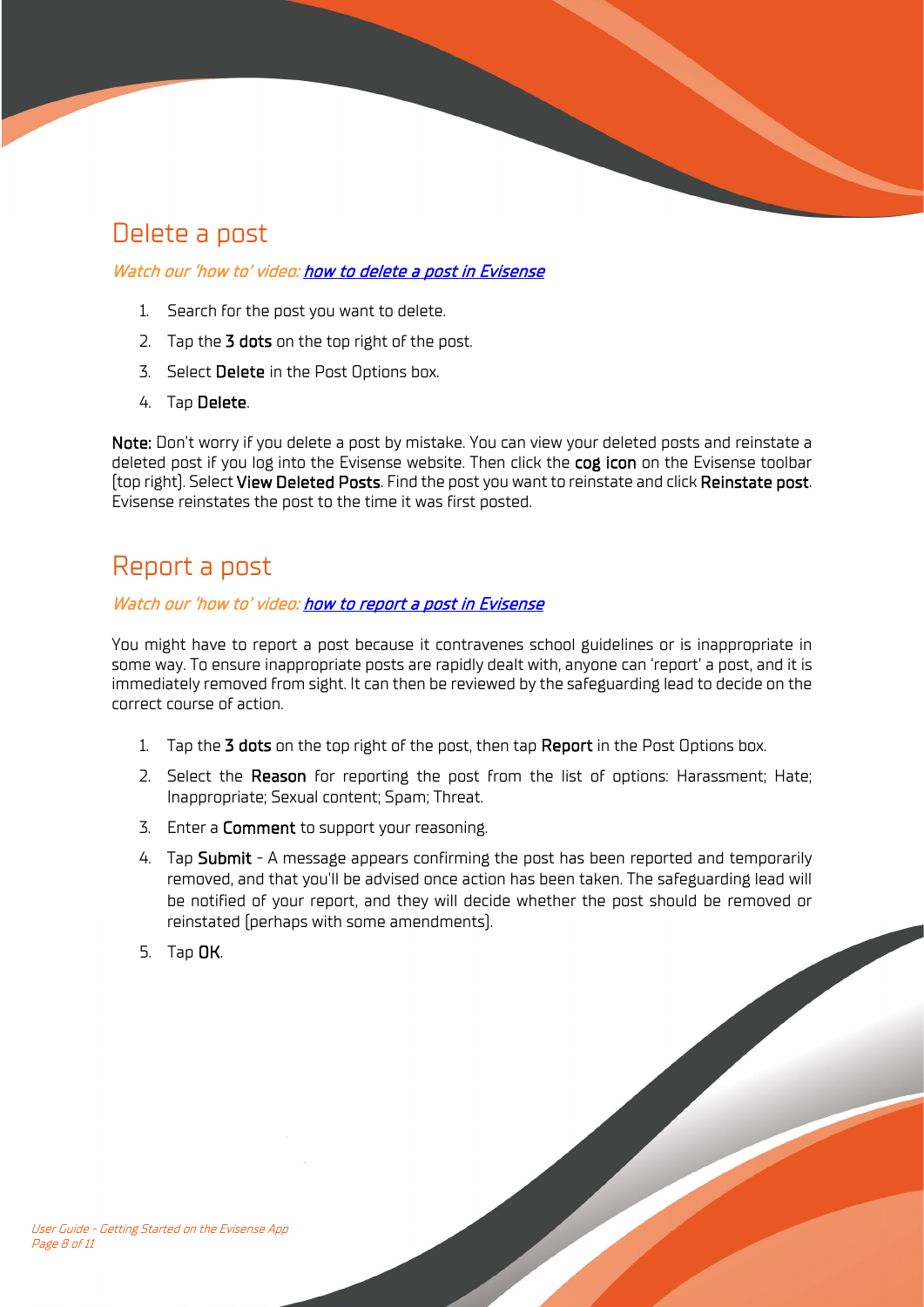## Delete a post

*Watch our 'how to' video: [how to delete a post in Evisense]*

1. Search for the post you want to delete.
2. Tap the **3 dots** on the top right of the post.
3. Select **Delete** in the Post Options box.
4. Tap **Delete**.

**Note:** Don't worry if you delete a post by mistake. You can view your deleted posts and reinstate a deleted post if you log into the Evisense website. Then click the **cog icon** on the Evisense toolbar (top right). Select **View Deleted Posts**. Find the post you want to reinstate and click **Reinstate post**. Evisense reinstates the post to the time it was first posted.

## Report a post

*Watch our 'how to' video: [how to report a post in Evisense]*

You might have to report a post because it contravenes school guidelines or is inappropriate in some way. To ensure inappropriate posts are rapidly dealt with, anyone can 'report' a post, and it is immediately removed from sight. It can then be reviewed by the safeguarding lead to decide on the correct course of action.

1. Tap the **3 dots** on the top right of the post, then tap **Report** in the Post Options box.
2. Select the **Reason** for reporting the post from the list of options: Harassment; Hate; Inappropriate; Sexual content; Spam; Threat.
3. Enter a **Comment** to support your reasoning.
4. Tap **Submit** - A message appears confirming the post has been reported and temporarily removed, and that you'll be advised once action has been taken. The safeguarding lead will be notified of your report, and they will decide whether the post should be removed or reinstated (perhaps with some amendments).
5. Tap **OK**.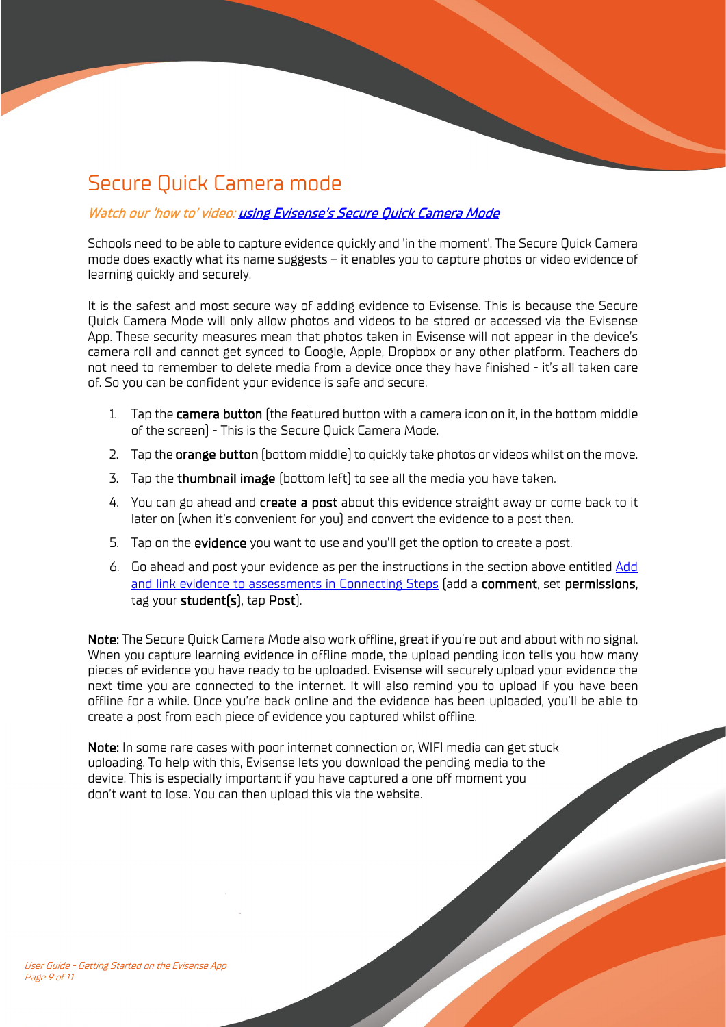## Secure Quick Camera mode

*Watch our 'how to' video: [using Evisense's Secure Quick Camera Mode]*

Schools need to be able to capture evidence quickly and 'in the moment'. The Secure Quick Camera mode does exactly what its name suggests – it enables you to capture photos or video evidence of learning quickly and securely.

It is the safest and most secure way of adding evidence to Evisense. This is because the Secure Quick Camera Mode will only allow photos and videos to be stored or accessed via the Evisense App. These security measures mean that photos taken in Evisense will not appear in the device's camera roll and cannot get synced to Google, Apple, Dropbox or any other platform. Teachers do not need to remember to delete media from a device once they have finished - it's all taken care of. So you can be confident your evidence is safe and secure.

1. Tap the **camera button** (the featured button with a camera icon on it, in the bottom middle of the screen) - This is the Secure Quick Camera Mode.
2. Tap the **orange button** (bottom middle) to quickly take photos or videos whilst on the move.
3. Tap the **thumbnail image** (bottom left) to see all the media you have taken.
4. You can go ahead and **create a post** about this evidence straight away or come back to it later on (when it's convenient for you) and convert the evidence to a post then.
5. Tap on the **evidence** you want to use and you'll get the option to create a post.
6. Go ahead and post your evidence as per the instructions in the section above entitled [Add and link evidence to assessments in Connecting Steps] (add a **comment**, set **permissions,** tag your **student(s)**, tap **Post**).

**Note:** The Secure Quick Camera Mode also work offline, great if you're out and about with no signal. When you capture learning evidence in offline mode, the upload pending icon tells you how many pieces of evidence you have ready to be uploaded. Evisense will securely upload your evidence the next time you are connected to the internet. It will also remind you to upload if you have been offline for a while. Once you're back online and the evidence has been uploaded, you'll be able to create a post from each piece of evidence you captured whilst offline.

**Note:** In some rare cases with poor internet connection or, WIFI media can get stuck uploading. To help with this, Evisense lets you download the pending media to the device. This is especially important if you have captured a one off moment you don't want to lose. You can then upload this via the website.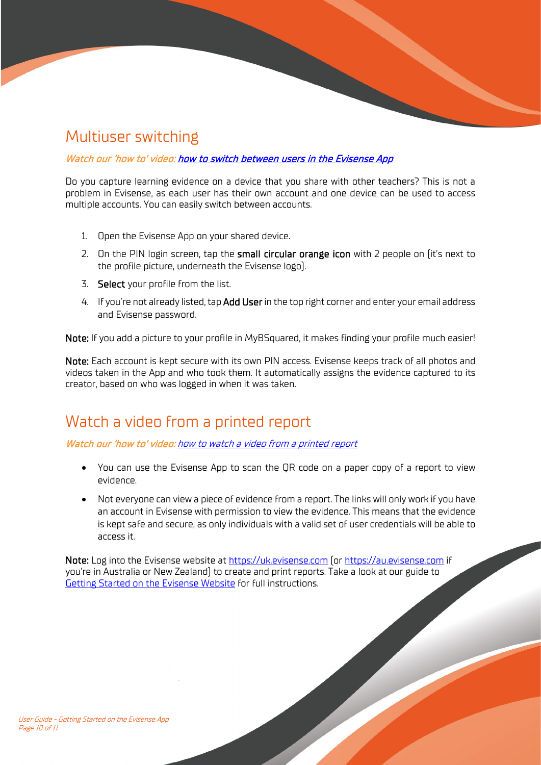## Multiuser switching

*Watch our 'how to' video: [how to switch between users in the Evisense App]()*

Do you capture learning evidence on a device that you share with other teachers? This is not a problem in Evisense, as each user has their own account and one device can be used to access multiple accounts. You can easily switch between accounts.

1. Open the Evisense App on your shared device.
2. On the PIN login screen, tap the **small circular orange icon** with 2 people on (it's next to the profile picture, underneath the Evisense logo).
3. **Select** your profile from the list.
4. If you're not already listed, tap **Add User** in the top right corner and enter your email address and Evisense password.

**Note:** If you add a picture to your profile in MyBSquared, it makes finding your profile much easier!

**Note:** Each account is kept secure with its own PIN access. Evisense keeps track of all photos and videos taken in the App and who took them. It automatically assigns the evidence captured to its creator, based on who was logged in when it was taken.

## Watch a video from a printed report

*Watch our 'how to' video: [how to watch a video from a printed report]()*

- You can use the Evisense App to scan the QR code on a paper copy of a report to view evidence.
- Not everyone can view a piece of evidence from a report. The links will only work if you have an account in Evisense with permission to view the evidence. This means that the evidence is kept safe and secure, as only individuals with a valid set of user credentials will be able to access it.

**Note:** Log into the Evisense website at [https://uk.evisense.com](https://uk.evisense.com) (or [https://au.evisense.com](https://au.evisense.com) if you're in Australia or New Zealand) to create and print reports. Take a look at our guide to [Getting Started on the Evisense Website]() for full instructions.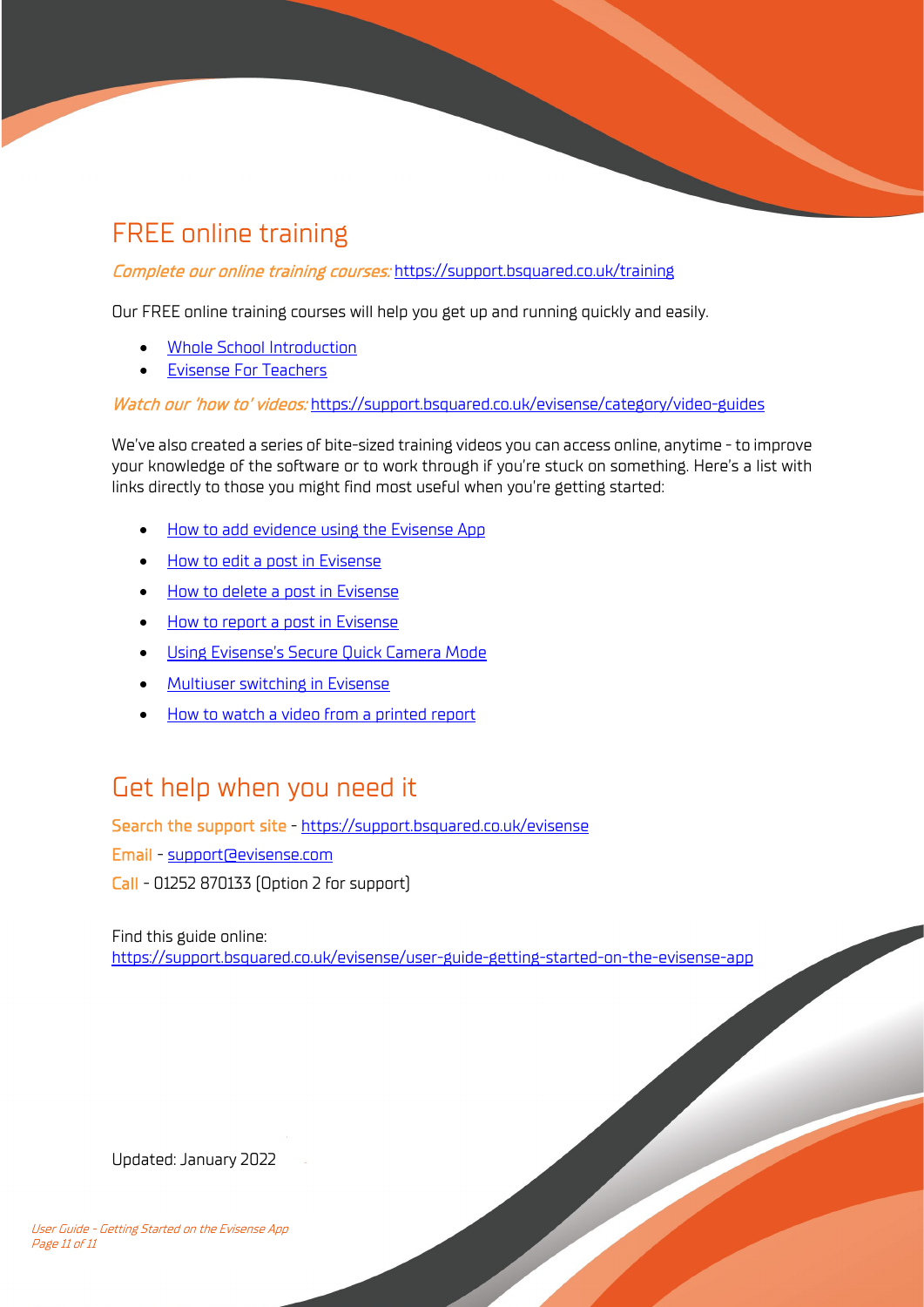## FREE online training

*Complete our online training courses:* https://support.bsquared.co.uk/training

Our FREE online training courses will help you get up and running quickly and easily.

- Whole School Introduction
- Evisense For Teachers

*Watch our 'how to' videos:* https://support.bsquared.co.uk/evisense/category/video-guides

We've also created a series of bite-sized training videos you can access online, anytime - to improve your knowledge of the software or to work through if you're stuck on something. Here's a list with links directly to those you might find most useful when you're getting started:

- How to add evidence using the Evisense App
- How to edit a post in Evisense
- How to delete a post in Evisense
- How to report a post in Evisense
- Using Evisense's Secure Quick Camera Mode
- Multiuser switching in Evisense
- How to watch a video from a printed report

## Get help when you need it

Search the support site - https://support.bsquared.co.uk/evisense

Email - support@evisense.com

Call - 01252 870133 (Option 2 for support)

Find this guide online:
https://support.bsquared.co.uk/evisense/user-guide-getting-started-on-the-evisense-app

Updated: January 2022